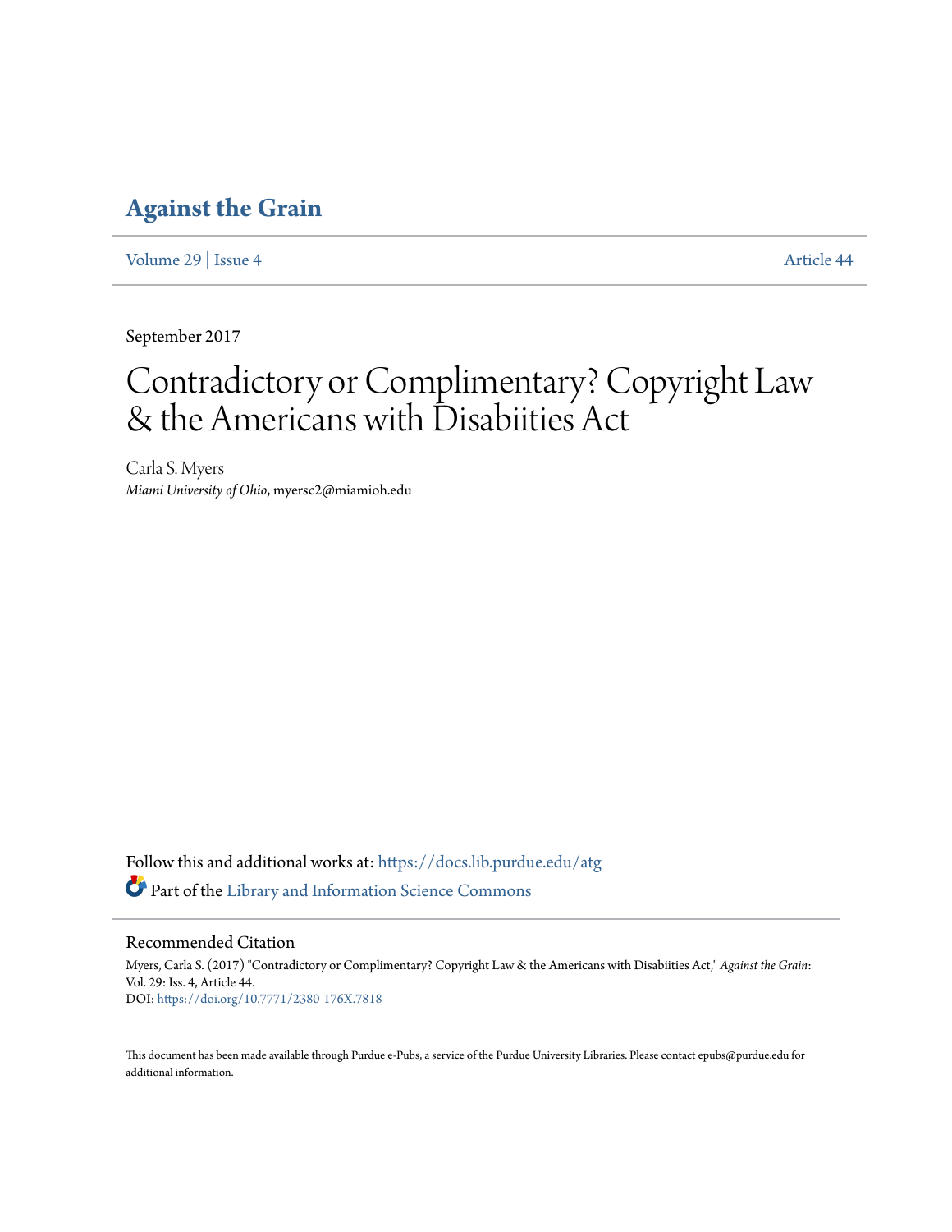# Against the Grain

Volume 29 | Issue 4 Article 44

September 2017

# Contradictory or Complimentary? Copyright Law & the Americans with Disabiities Act

Carla S. Myers
*Miami University of Ohio*, myersc2@miamioh.edu

Follow this and additional works at: https://docs.lib.purdue.edu/atg

Part of the Library and Information Science Commons

## Recommended Citation

Myers, Carla S. (2017) "Contradictory or Complimentary? Copyright Law & the Americans with Disabiities Act," *Against the Grain*: Vol. 29: Iss. 4, Article 44.
DOI: https://doi.org/10.7771/2380-176X.7818

This document has been made available through Purdue e-Pubs, a service of the Purdue University Libraries. Please contact epubs@purdue.edu for additional information.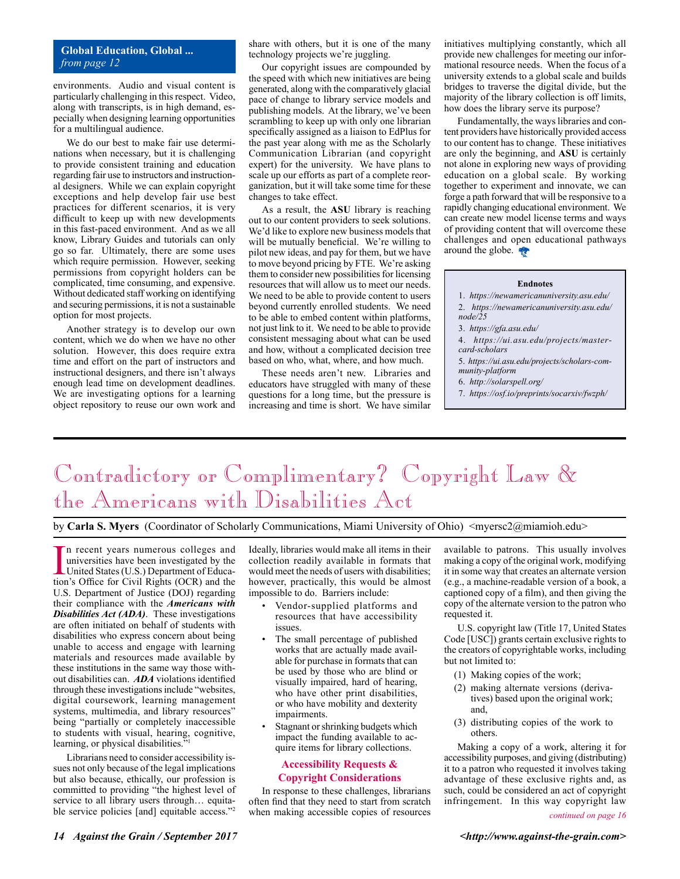**Global Education, Global ...**
*from page 12*

environments. Audio and visual content is particularly challenging in this respect. Video, along with transcripts, is in high demand, especially when designing learning opportunities for a multilingual audience.

We do our best to make fair use determinations when necessary, but it is challenging to provide consistent training and education regarding fair use to instructors and instructional designers. While we can explain copyright exceptions and help develop fair use best practices for different scenarios, it is very difficult to keep up with new developments in this fast-paced environment. And as we all know, Library Guides and tutorials can only go so far. Ultimately, there are some uses which require permission. However, seeking permissions from copyright holders can be complicated, time consuming, and expensive. Without dedicated staff working on identifying and securing permissions, it is not a sustainable option for most projects.

Another strategy is to develop our own content, which we do when we have no other solution. However, this does require extra time and effort on the part of instructors and instructional designers, and there isn't always enough lead time on development deadlines. We are investigating options for a learning object repository to reuse our own work and share with others, but it is one of the many technology projects we're juggling.

Our copyright issues are compounded by the speed with which new initiatives are being generated, along with the comparatively glacial pace of change to library service models and publishing models. At the library, we've been scrambling to keep up with only one librarian specifically assigned as a liaison to EdPlus for the past year along with me as the Scholarly Communication Librarian (and copyright expert) for the university. We have plans to scale up our efforts as part of a complete reorganization, but it will take some time for these changes to take effect.

As a result, the **ASU** library is reaching out to our content providers to seek solutions. We'd like to explore new business models that will be mutually beneficial. We're willing to pilot new ideas, and pay for them, but we have to move beyond pricing by FTE. We're asking them to consider new possibilities for licensing resources that will allow us to meet our needs. We need to be able to provide content to users beyond currently enrolled students. We need to be able to embed content within platforms, not just link to it. We need to be able to provide consistent messaging about what can be used and how, without a complicated decision tree based on who, what, where, and how much.

These needs aren't new. Libraries and educators have struggled with many of these questions for a long time, but the pressure is increasing and time is short. We have similar initiatives multiplying constantly, which all provide new challenges for meeting our informational resource needs. When the focus of a university extends to a global scale and builds bridges to traverse the digital divide, but the majority of the library collection is off limits, how does the library serve its purpose?

Fundamentally, the ways libraries and content providers have historically provided access to our content has to change. These initiatives are only the beginning, and **ASU** is certainly not alone in exploring new ways of providing education on a global scale. By working together to experiment and innovate, we can forge a path forward that will be responsive to a rapidly changing educational environment. We can create new model license terms and ways of providing content that will overcome these challenges and open educational pathways around the globe.

**Endnotes**

1. *https://newamericanuniversity.asu.edu/*
2. *https://newamericanuniversity.asu.edu/node/25*
3. *https://gfa.asu.edu/*
4. *https://ui.asu.edu/projects/master-card-scholars*
5. *https://ui.asu.edu/projects/scholars-community-platform*
6. *http://solarspell.org/*
7. *https://osf.io/preprints/socarxiv/fwzph/*

# Contradictory or Complimentary? Copyright Law & the Americans with Disabilities Act

by **Carla S. Myers** (Coordinator of Scholarly Communications, Miami University of Ohio) <myersc2@miamioh.edu>

In recent years numerous colleges and universities have been investigated by the United States (U.S.) Department of Education's Office for Civil Rights (OCR) and the U.S. Department of Justice (DOJ) regarding their compliance with the ***Americans with Disabilities Act (ADA)***. These investigations are often initiated on behalf of students with disabilities who express concern about being unable to access and engage with learning materials and resources made available by these institutions in the same way those without disabilities can. ***ADA*** violations identified through these investigations include "websites, digital coursework, learning management systems, multimedia, and library resources" being "partially or completely inaccessible to students with visual, hearing, cognitive, learning, or physical disabilities."[1]

Librarians need to consider accessibility issues not only because of the legal implications but also because, ethically, our profession is committed to providing "the highest level of service to all library users through… equitable service policies [and] equitable access."[2] Ideally, libraries would make all items in their collection readily available in formats that would meet the needs of users with disabilities; however, practically, this would be almost impossible to do. Barriers include:

- Vendor-supplied platforms and resources that have accessibility issues.
- The small percentage of published works that are actually made available for purchase in formats that can be used by those who are blind or visually impaired, hard of hearing, who have other print disabilities, or who have mobility and dexterity impairments.
- Stagnant or shrinking budgets which impact the funding available to acquire items for library collections.

### Accessibility Requests & Copyright Considerations

In response to these challenges, librarians often find that they need to start from scratch when making accessible copies of resources available to patrons. This usually involves making a copy of the original work, modifying it in some way that creates an alternate version (e.g., a machine-readable version of a book, a captioned copy of a film), and then giving the copy of the alternate version to the patron who requested it.

U.S. copyright law (Title 17, United States Code [USC]) grants certain exclusive rights to the creators of copyrightable works, including but not limited to:

(1) Making copies of the work;
(2) making alternate versions (derivatives) based upon the original work; and,
(3) distributing copies of the work to others.

Making a copy of a work, altering it for accessibility purposes, and giving (distributing) it to a patron who requested it involves taking advantage of these exclusive rights and, as such, could be considered an act of copyright infringement. In this way copyright law

*continued on page 16*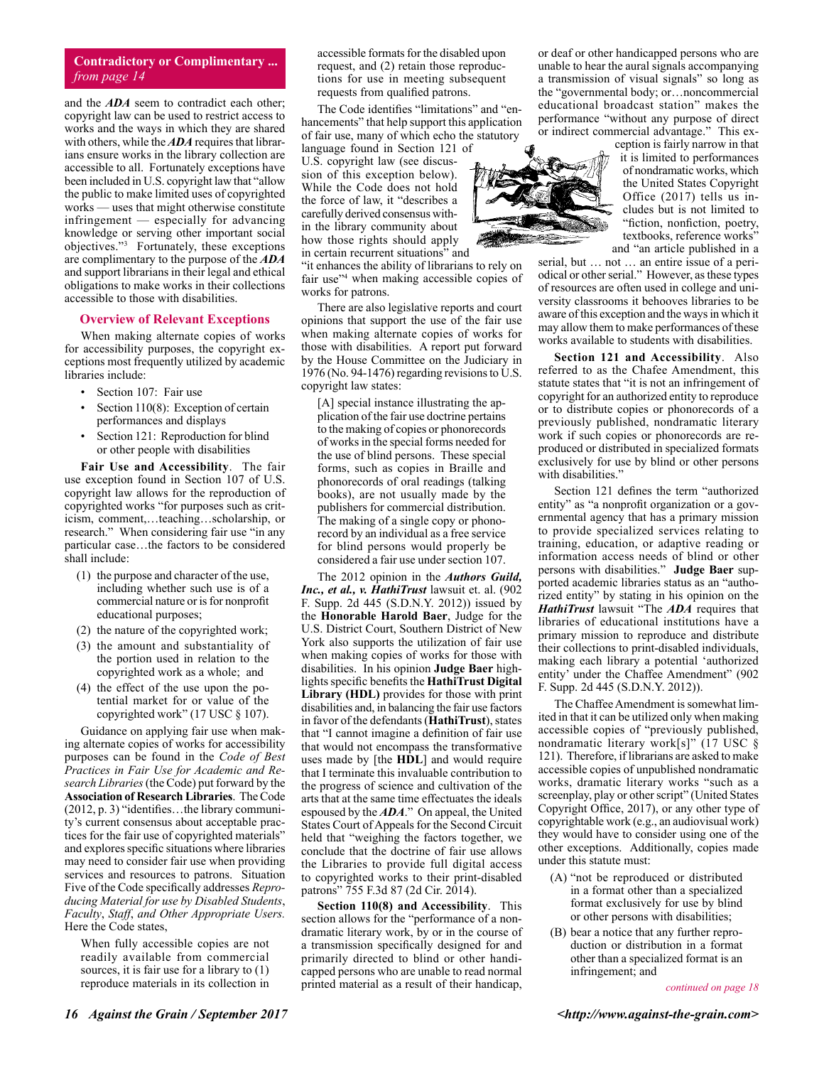**Contradictory or Complimentary ...** *from page 14*

and the ***ADA*** seem to contradict each other; copyright law can be used to restrict access to works and the ways in which they are shared with others, while the ***ADA*** requires that librarians ensure works in the library collection are accessible to all. Fortunately exceptions have been included in U.S. copyright law that "allow the public to make limited uses of copyrighted works — uses that might otherwise constitute infringement — especially for advancing knowledge or serving other important social objectives."[3] Fortunately, these exceptions are complimentary to the purpose of the ***ADA*** and support librarians in their legal and ethical obligations to make works in their collections accessible to those with disabilities.

### Overview of Relevant Exceptions

When making alternate copies of works for accessibility purposes, the copyright exceptions most frequently utilized by academic libraries include:

- Section 107: Fair use
- Section 110(8): Exception of certain performances and displays
- Section 121: Reproduction for blind or other people with disabilities

**Fair Use and Accessibility**. The fair use exception found in Section 107 of U.S. copyright law allows for the reproduction of copyrighted works "for purposes such as criticism, comment,…teaching…scholarship, or research." When considering fair use "in any particular case…the factors to be considered shall include:

1. the purpose and character of the use, including whether such use is of a commercial nature or is for nonprofit educational purposes;
2. the nature of the copyrighted work;
3. the amount and substantiality of the portion used in relation to the copyrighted work as a whole; and
4. the effect of the use upon the potential market for or value of the copyrighted work" (17 USC § 107).

Guidance on applying fair use when making alternate copies of works for accessibility purposes can be found in the *Code of Best Practices in Fair Use for Academic and Research Libraries* (the Code) put forward by the **Association of Research Libraries**. The Code (2012, p. 3) "identifies…the library community's current consensus about acceptable practices for the fair use of copyrighted materials" and explores specific situations where libraries may need to consider fair use when providing services and resources to patrons. Situation Five of the Code specifically addresses *Reproducing Material for use by Disabled Students, Faculty, Staff, and Other Appropriate Users.* Here the Code states,

> When fully accessible copies are not readily available from commercial sources, it is fair use for a library to (1) reproduce materials in its collection in accessible formats for the disabled upon request, and (2) retain those reproductions for use in meeting subsequent requests from qualified patrons.

The Code identifies "limitations" and "enhancements" that help support this application of fair use, many of which echo the statutory language found in Section 121 of U.S. copyright law (see discussion of this exception below). While the Code does not hold the force of law, it "describes a carefully derived consensus within the library community about how those rights should apply in certain recurrent situations" and "it enhances the ability of librarians to rely on fair use"[4] when making accessible copies of works for patrons.

There are also legislative reports and court opinions that support the use of the fair use exception when making alternate copies of works for those with disabilities. A report put forward by the House Committee on the Judiciary in 1976 (No. 94-1476) regarding revisions to U.S. copyright law states:

> [A] special instance illustrating the application of the fair use doctrine pertains to the making of copies or phonorecords of works in the special forms needed for the use of blind persons. These special forms, such as copies in Braille and phonorecords of oral readings (talking books), are not usually made by the publishers for commercial distribution. The making of a single copy or phonorecord by an individual as a free service for blind persons would properly be considered a fair use under section 107.

The 2012 opinion in the ***Authors Guild, Inc., et al., v. HathiTrust*** lawsuit et. al. (902 F. Supp. 2d 445 (S.D.N.Y. 2012)) issued by the **Honorable Harold Baer**, Judge for the U.S. District Court, Southern District of New York also supports the utilization of fair use when making copies of works for those with disabilities. In his opinion **Judge Baer** highlights specific benefits the **HathiTrust Digital Library (HDL)** provides for those with print disabilities and, in balancing the fair use factors in favor of the defendants (**HathiTrust**), states that "I cannot imagine a definition of fair use that would not encompass the transformative uses made by [the **HDL**] and would require that I terminate this invaluable contribution to the progress of science and cultivation of the arts that at the same time effectuates the ideals espoused by the ***ADA***." On appeal, the United States Court of Appeals for the Second Circuit held that "weighing the factors together, we conclude that the doctrine of fair use allows the Libraries to provide full digital access to copyrighted works to their print-disabled patrons" 755 F.3d 87 (2d Cir. 2014).

**Section 110(8) and Accessibility**. This section allows for the "performance of a nondramatic literary work, by or in the course of a transmission specifically designed for and primarily directed to blind or other handicapped persons who are unable to read normal printed material as a result of their handicap, or deaf or other handicapped persons who are unable to hear the aural signals accompanying a transmission of visual signals" so long as the "governmental body; or…noncommercial educational broadcast station" makes the performance "without any purpose of direct or indirect commercial advantage." This exception is fairly narrow in that it is limited to performances of nondramatic works, which the United States Copyright Office (2017) tells us includes but is not limited to "fiction, nonfiction, poetry, textbooks, reference works" and "an article published in a serial, but … not … an entire issue of a periodical or other serial." However, as these types of resources are often used in college and university classrooms it behooves libraries to be aware of this exception and the ways in which it may allow them to make performances of these works available to students with disabilities.

**Section 121 and Accessibility**. Also referred to as the Chafee Amendment, this statute states that "it is not an infringement of copyright for an authorized entity to reproduce or to distribute copies or phonorecords of a previously published, nondramatic literary work if such copies or phonorecords are reproduced or distributed in specialized formats exclusively for use by blind or other persons with disabilities."

Section 121 defines the term "authorized entity" as "a nonprofit organization or a governmental agency that has a primary mission to provide specialized services relating to training, education, or adaptive reading or information access needs of blind or other persons with disabilities." **Judge Baer** supported academic libraries status as an "authorized entity" by stating in his opinion on the ***HathiTrust*** lawsuit "The ***ADA*** requires that libraries of educational institutions have a primary mission to reproduce and distribute their collections to print-disabled individuals, making each library a potential 'authorized entity' under the Chaffee Amendment" (902 F. Supp. 2d 445 (S.D.N.Y. 2012)).

The Chaffee Amendment is somewhat limited in that it can be utilized only when making accessible copies of "previously published, nondramatic literary work[s]" (17 USC § 121). Therefore, if librarians are asked to make accessible copies of unpublished nondramatic works, dramatic literary works "such as a screenplay, play or other script" (United States Copyright Office, 2017), or any other type of copyrightable work (e.g., an audiovisual work) they would have to consider using one of the other exceptions. Additionally, copies made under this statute must:

(A) "not be reproduced or distributed in a format other than a specialized format exclusively for use by blind or other persons with disabilities;

(B) bear a notice that any further reproduction or distribution in a format other than a specialized format is an infringement; and

*continued on page 18*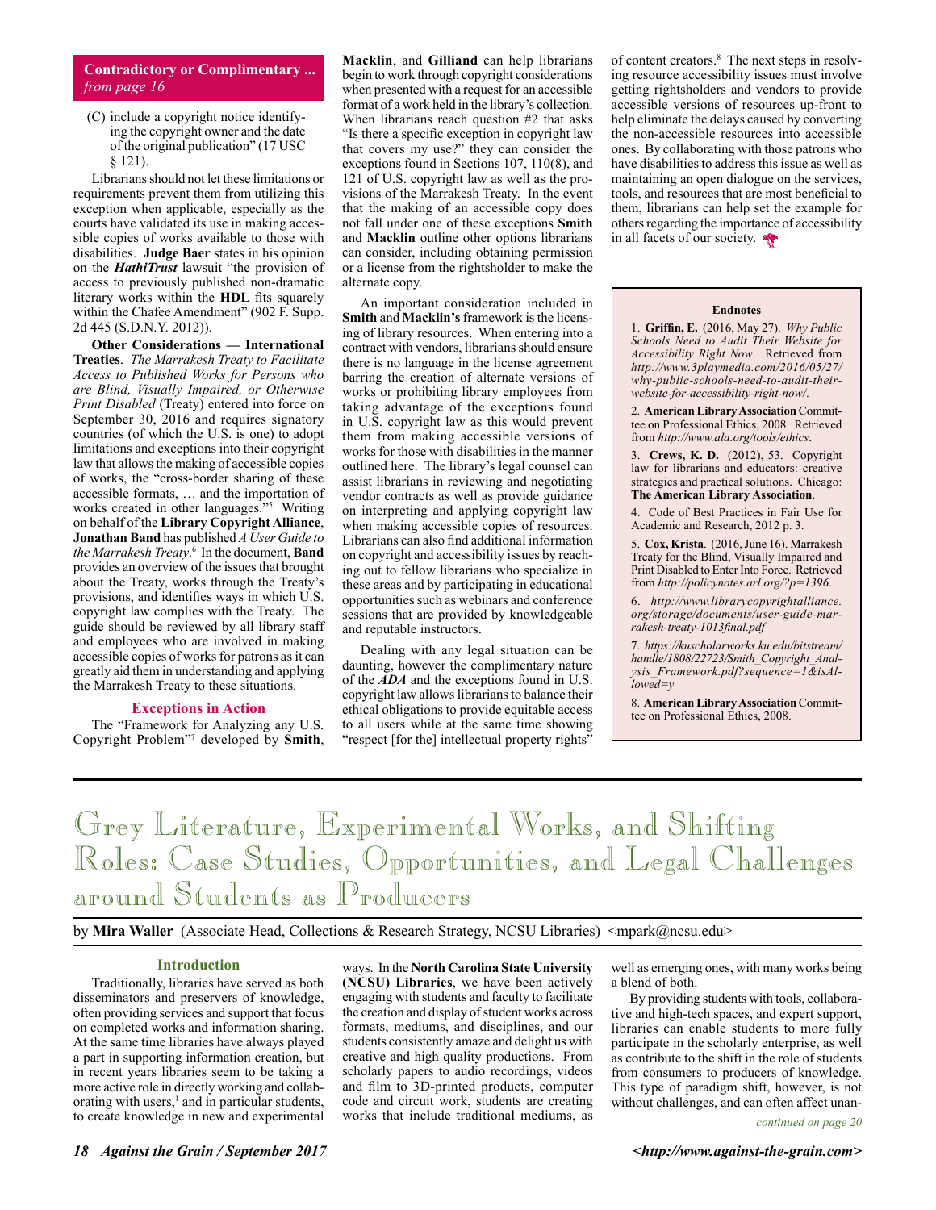**Contradictory or Complimentary ...**
*from page 16*

(C) include a copyright notice identifying the copyright owner and the date of the original publication" (17 USC § 121).

Librarians should not let these limitations or requirements prevent them from utilizing this exception when applicable, especially as the courts have validated its use in making accessible copies of works available to those with disabilities. **Judge Baer** states in his opinion on the ***HathiTrust*** lawsuit "the provision of access to previously published non-dramatic literary works within the **HDL** fits squarely within the Chafee Amendment" (902 F. Supp. 2d 445 (S.D.N.Y. 2012)).

**Other Considerations — International Treaties**. *The Marrakesh Treaty to Facilitate Access to Published Works for Persons who are Blind, Visually Impaired, or Otherwise Print Disabled* (Treaty) entered into force on September 30, 2016 and requires signatory countries (of which the U.S. is one) to adopt limitations and exceptions into their copyright law that allows the making of accessible copies of works, the "cross-border sharing of these accessible formats, … and the importation of works created in other languages."[5] Writing on behalf of the **Library Copyright Alliance**, **Jonathan Band** has published *A User Guide to the Marrakesh Treaty*.[6] In the document, **Band** provides an overview of the issues that brought about the Treaty, works through the Treaty's provisions, and identifies ways in which U.S. copyright law complies with the Treaty. The guide should be reviewed by all library staff and employees who are involved in making accessible copies of works for patrons as it can greatly aid them in understanding and applying the Marrakesh Treaty to these situations.

### Exceptions in Action

The "Framework for Analyzing any U.S. Copyright Problem"[7] developed by **Smith**, **Macklin**, and **Gilliand** can help librarians begin to work through copyright considerations when presented with a request for an accessible format of a work held in the library's collection. When librarians reach question #2 that asks "Is there a specific exception in copyright law that covers my use?" they can consider the exceptions found in Sections 107, 110(8), and 121 of U.S. copyright law as well as the provisions of the Marrakesh Treaty. In the event that the making of an accessible copy does not fall under one of these exceptions **Smith** and **Macklin** outline other options librarians can consider, including obtaining permission or a license from the rightsholder to make the alternate copy.

An important consideration included in **Smith** and **Macklin's** framework is the licensing of library resources. When entering into a contract with vendors, librarians should ensure there is no language in the license agreement barring the creation of alternate versions of works or prohibiting library employees from taking advantage of the exceptions found in U.S. copyright law as this would prevent them from making accessible versions of works for those with disabilities in the manner outlined here. The library's legal counsel can assist librarians in reviewing and negotiating vendor contracts as well as provide guidance on interpreting and applying copyright law when making accessible copies of resources. Librarians can also find additional information on copyright and accessibility issues by reaching out to fellow librarians who specialize in these areas and by participating in educational opportunities such as webinars and conference sessions that are provided by knowledgeable and reputable instructors.

Dealing with any legal situation can be daunting, however the complimentary nature of the ***ADA*** and the exceptions found in U.S. copyright law allows librarians to balance their ethical obligations to provide equitable access to all users while at the same time showing "respect [for the] intellectual property rights" of content creators.[8] The next steps in resolving resource accessibility issues must involve getting rightsholders and vendors to provide accessible versions of resources up-front to help eliminate the delays caused by converting the non-accessible resources into accessible ones. By collaborating with those patrons who have disabilities to address this issue as well as maintaining an open dialogue on the services, tools, and resources that are most beneficial to them, librarians can help set the example for others regarding the importance of accessibility in all facets of our society.

#### Endnotes

1. **Griffin, E.** (2016, May 27). *Why Public Schools Need to Audit Their Website for Accessibility Right Now*. Retrieved from *http://www.3playmedia.com/2016/05/27/why-public-schools-need-to-audit-their-website-for-accessibility-right-now/*.

2. **American Library Association** Committee on Professional Ethics, 2008. Retrieved from *http://www.ala.org/tools/ethics*.

3. **Crews, K. D.** (2012), 53. Copyright law for librarians and educators: creative strategies and practical solutions. Chicago: **The American Library Association**.

4. Code of Best Practices in Fair Use for Academic and Research, 2012 p. 3.

5. **Cox, Krista**. (2016, June 16). Marrakesh Treaty for the Blind, Visually Impaired and Print Disabled to Enter Into Force. Retrieved from *http://policynotes.arl.org/?p=1396*.

6. *http://www.librarycopyrightalliance.org/storage/documents/user-guide-marrakesh-treaty-1013final.pdf*

7. *https://kuscholarworks.ku.edu/bitstream/handle/1808/22723/Smith_Copyright_Analysis_Framework.pdf?sequence=1&isAllowed=y*

8. **American Library Association** Committee on Professional Ethics, 2008.

# Grey Literature, Experimental Works, and Shifting Roles: Case Studies, Opportunities, and Legal Challenges around Students as Producers

by **Mira Waller** (Associate Head, Collections & Research Strategy, NCSU Libraries) <mpark@ncsu.edu>

### Introduction

Traditionally, libraries have served as both disseminators and preservers of knowledge, often providing services and support that focus on completed works and information sharing. At the same time libraries have always played a part in supporting information creation, but in recent years libraries seem to be taking a more active role in directly working and collaborating with users,[1] and in particular students, to create knowledge in new and experimental ways. In the **North Carolina State University (NCSU) Libraries**, we have been actively engaging with students and faculty to facilitate the creation and display of student works across formats, mediums, and disciplines, and our students consistently amaze and delight us with creative and high quality productions. From scholarly papers to audio recordings, videos and film to 3D-printed products, computer code and circuit work, students are creating works that include traditional mediums, as well as emerging ones, with many works being a blend of both.

By providing students with tools, collaborative and high-tech spaces, and expert support, libraries can enable students to more fully participate in the scholarly enterprise, as well as contribute to the shift in the role of students from consumers to producers of knowledge. This type of paradigm shift, however, is not without challenges, and can often affect unan-

*continued on page 20*